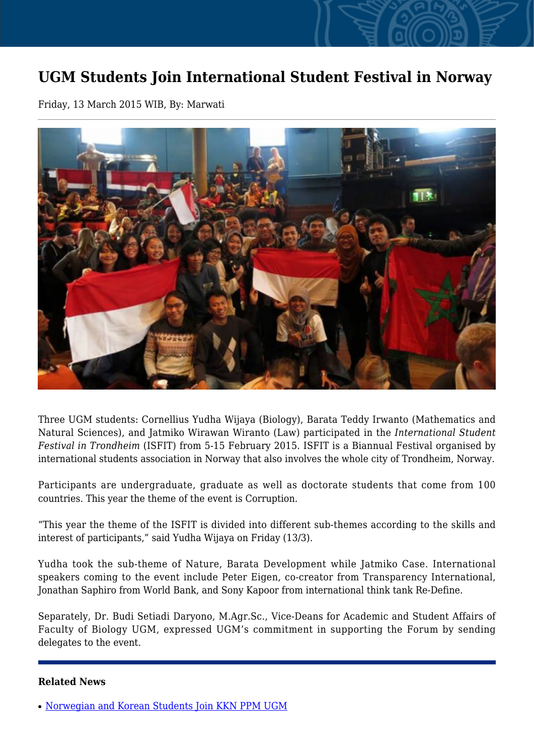# UGM Students Join International Student Festival in Norway

Friday, 13 March 2015 WIB, By: Marwati

Three UGM students: Cornellius Yudha Wijaya (Biology), Barata Teddy Irwanto (Mathematics and Natural Sciences), and Jatmiko Wirawan Wiranto (Law) participated in the *International Student Festival in Trondheim* (ISFIT) from 5-15 February 2015. ISFIT is a Biannual Festival organised by international students association in Norway that also involves the whole city of Trondheim, Norway.

Participants are undergraduate, graduate as well as doctorate students that come from 100 countries. This year the theme of the event is Corruption.

"This year the theme of the ISFIT is divided into different sub-themes according to the skills and interest of participants," said Yudha Wijaya on Friday (13/3).

Yudha took the sub-theme of Nature, Barata Development while Jatmiko Case. International speakers coming to the event include Peter Eigen, co-creator from Transparency International, Jonathan Saphiro from World Bank, and Sony Kapoor from international think tank Re-Define.

Separately, Dr. Budi Setiadi Daryono, M.Agr.Sc., Vice-Deans for Academic and Student Affairs of Faculty of Biology UGM, expressed UGM's commitment in supporting the Forum by sending delegates to the event.

**Related News**

- Norwegian and Korean Students Join KKN PPM UGM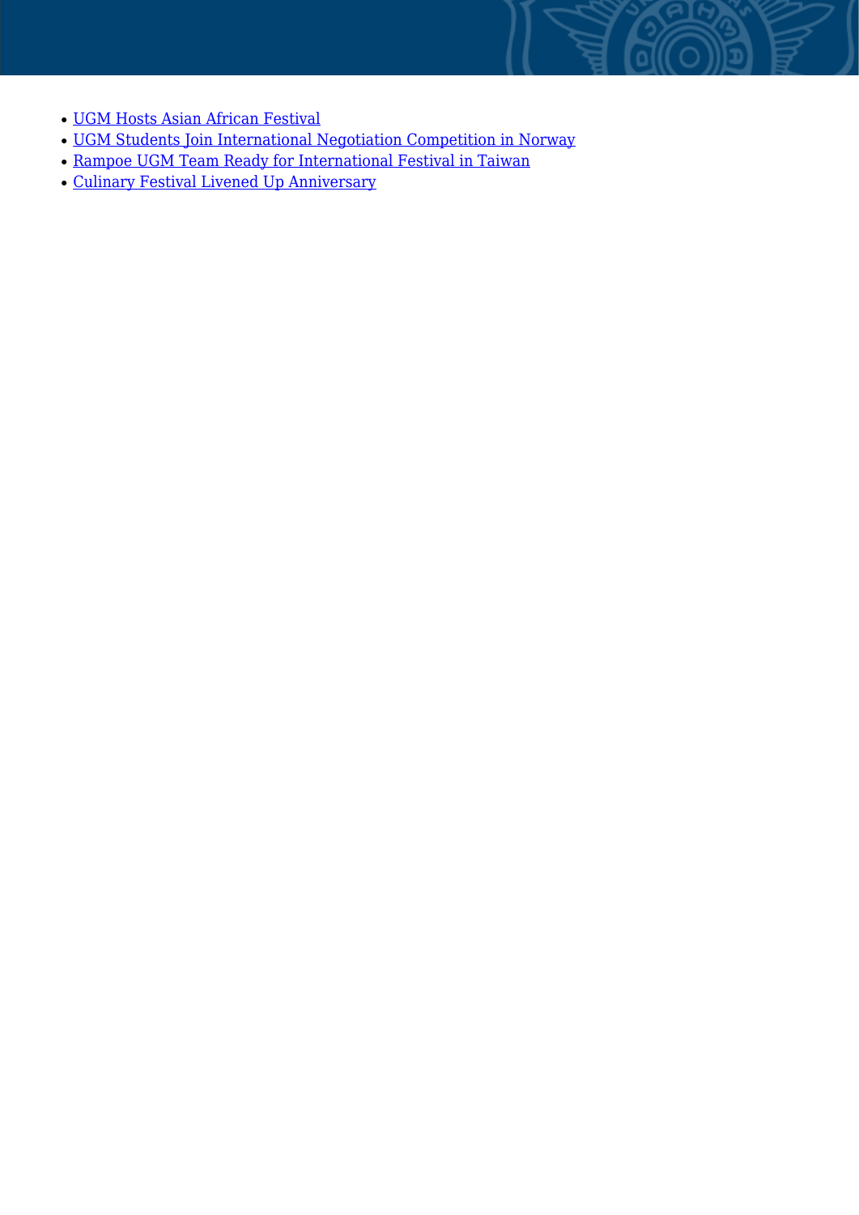- UGM Hosts Asian African Festival
- UGM Students Join International Negotiation Competition in Norway
- Rampoe UGM Team Ready for International Festival in Taiwan
- Culinary Festival Livened Up Anniversary